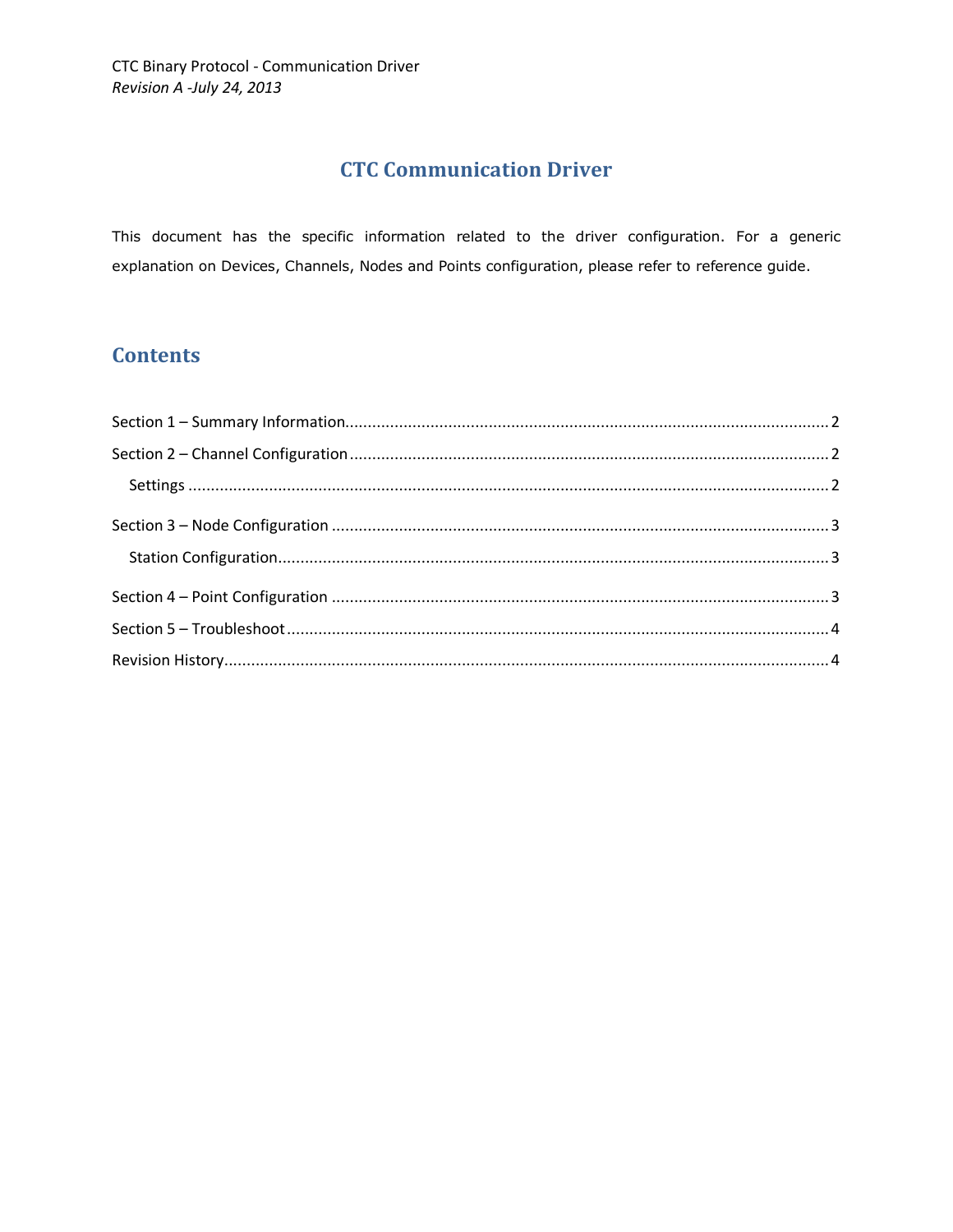CTC Binary Protocol - Communication Driver
*Revision A -July 24, 2013*

# CTC Communication Driver

This document has the specific information related to the driver configuration. For a generic explanation on Devices, Channels, Nodes and Points configuration, please refer to reference guide.

## Contents

Section 1 – Summary Information........................................................................................................2

Section 2 – Channel Configuration........................................................................................................2

- Settings ........................................................................................................................................2

Section 3 – Node Configuration ...........................................................................................................3

- Station Configuration.....................................................................................................................3

Section 4 – Point Configuration ...........................................................................................................3

Section 5 – Troubleshoot......................................................................................................................4

Revision History....................................................................................................................................4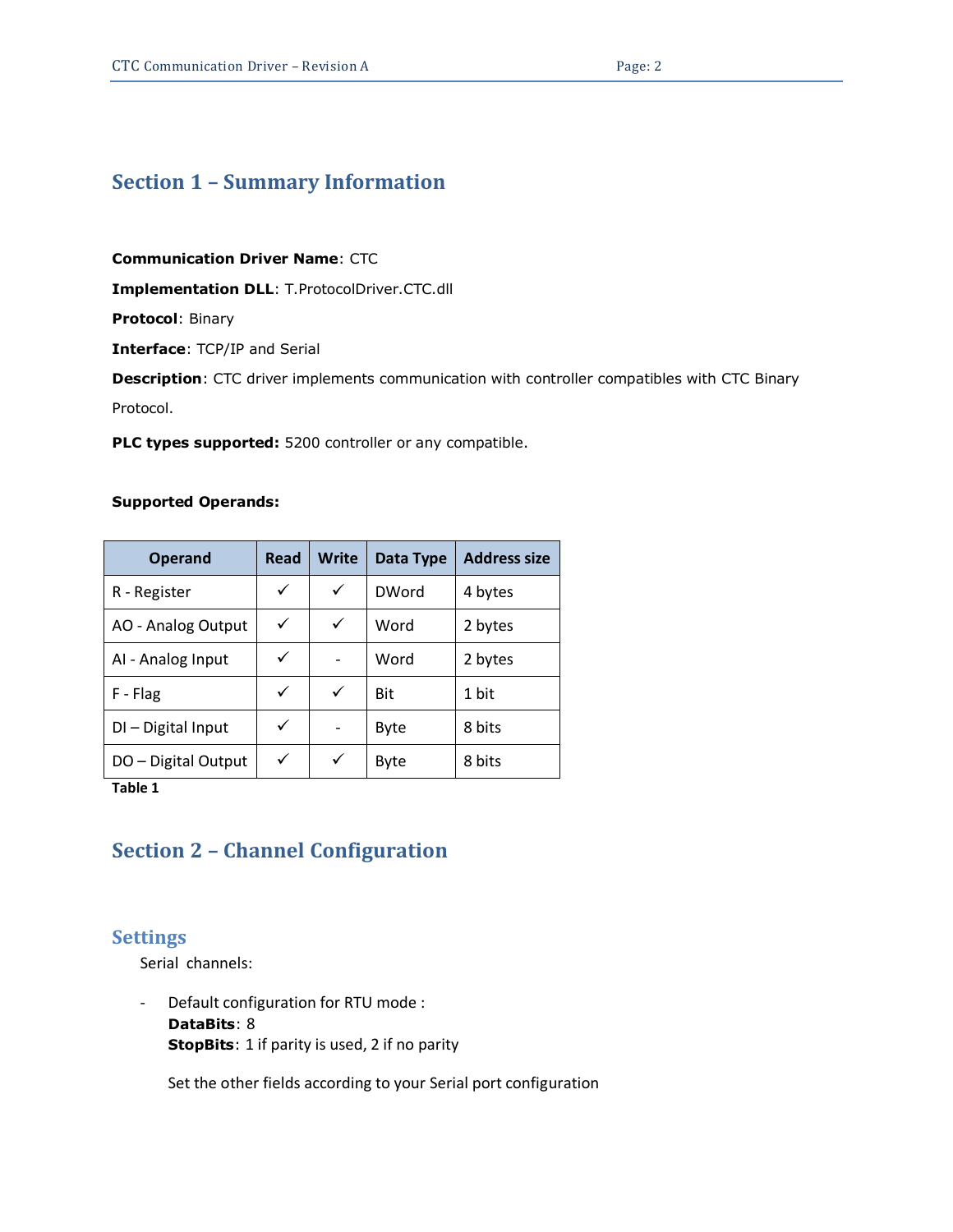# Section 1 – Summary Information

**Communication Driver Name**: CTC

**Implementation DLL**: T.ProtocolDriver.CTC.dll

**Protocol**: Binary

**Interface**: TCP/IP and Serial

**Description**: CTC driver implements communication with controller compatibles with CTC Binary Protocol.

**PLC types supported:** 5200 controller or any compatible.

**Supported Operands:**

| Operand | Read | Write | Data Type | Address size |
|---|---|---|---|---|
| R - Register | ✓ | ✓ | DWord | 4 bytes |
| AO - Analog Output | ✓ | ✓ | Word | 2 bytes |
| AI - Analog Input | ✓ | - | Word | 2 bytes |
| F - Flag | ✓ | ✓ | Bit | 1 bit |
| DI – Digital Input | ✓ | - | Byte | 8 bits |
| DO – Digital Output | ✓ | ✓ | Byte | 8 bits |

**Table 1**

# Section 2 – Channel Configuration

## Settings

Serial channels:

- Default configuration for RTU mode :
  **DataBits**: 8
  **StopBits**: 1 if parity is used, 2 if no parity

  Set the other fields according to your Serial port configuration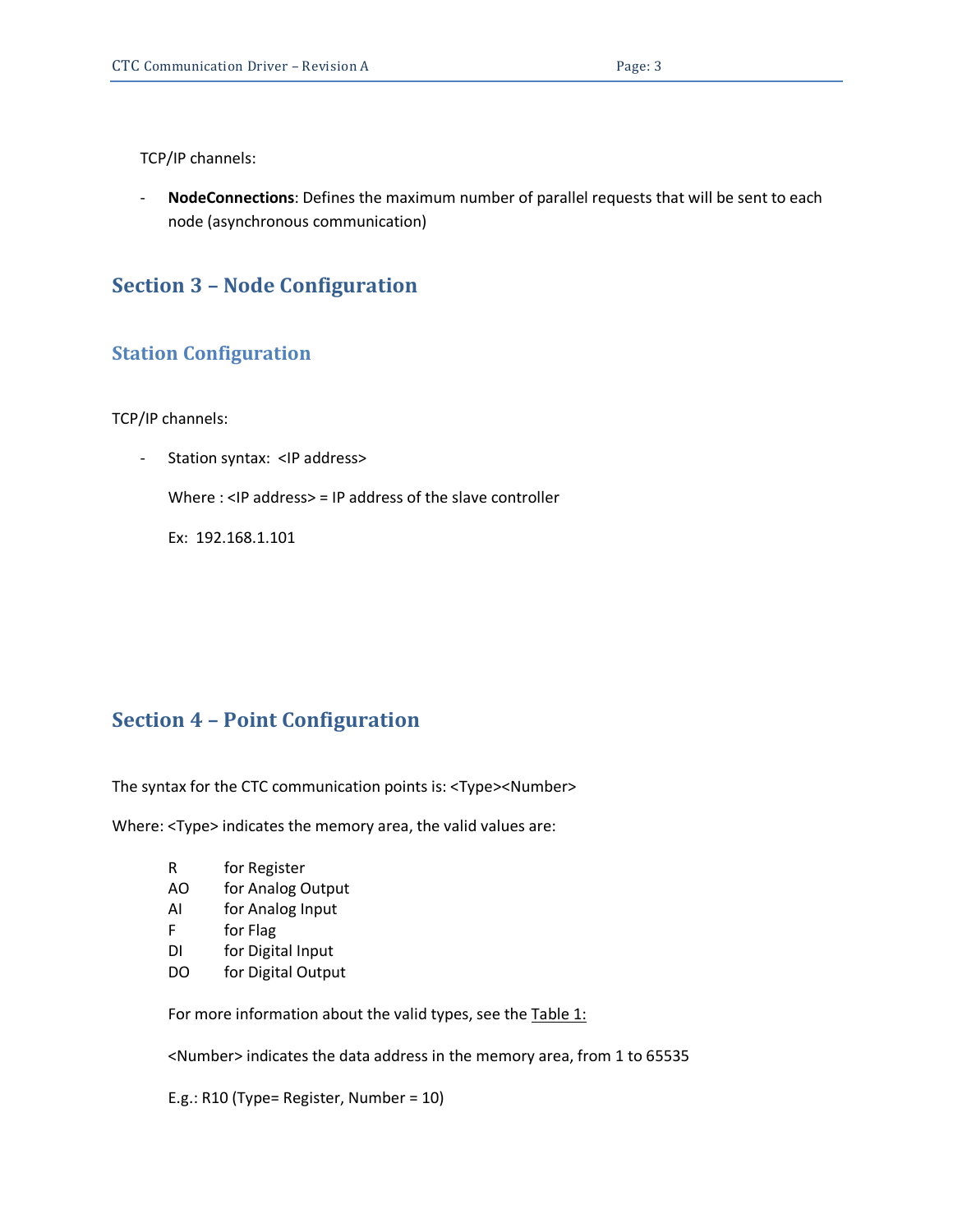TCP/IP channels:

- **NodeConnections**: Defines the maximum number of parallel requests that will be sent to each node (asynchronous communication)

# Section 3 – Node Configuration

## Station Configuration

TCP/IP channels:

- Station syntax: <IP address>

  Where : <IP address> = IP address of the slave controller

  Ex: 192.168.1.101

# Section 4 – Point Configuration

The syntax for the CTC communication points is: <Type><Number>

Where: <Type> indicates the memory area, the valid values are:

| | |
|---|---|
| R | for Register |
| AO | for Analog Output |
| AI | for Analog Input |
| F | for Flag |
| DI | for Digital Input |
| DO | for Digital Output |

For more information about the valid types, see the Table 1:

<Number> indicates the data address in the memory area, from 1 to 65535

E.g.: R10 (Type= Register, Number = 10)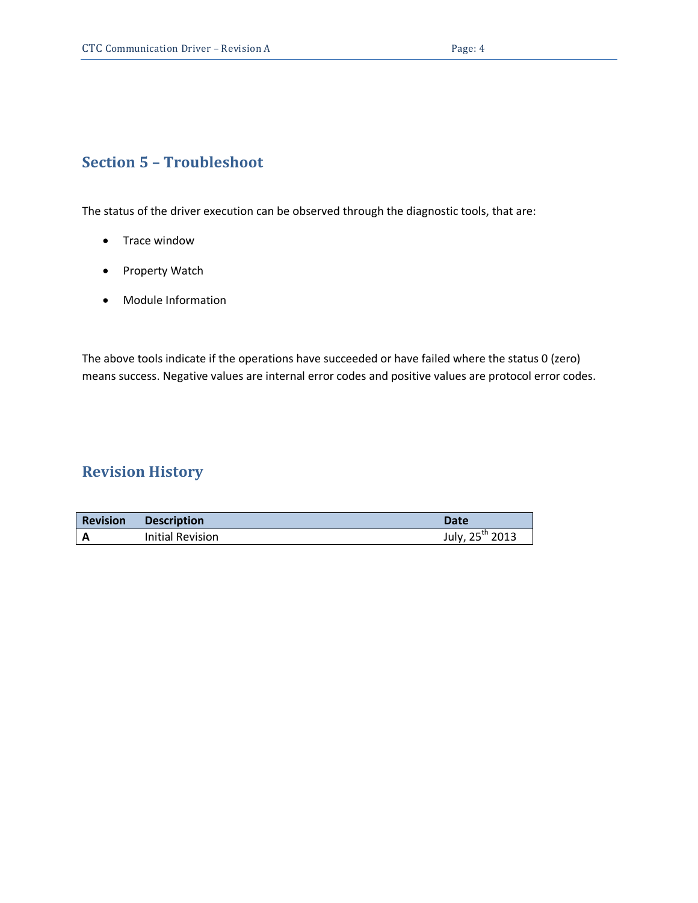## Section 5 – Troubleshoot

The status of the driver execution can be observed through the diagnostic tools, that are:

- Trace window
- Property Watch
- Module Information

The above tools indicate if the operations have succeeded or have failed where the status 0 (zero) means success. Negative values are internal error codes and positive values are protocol error codes.

## Revision History

| Revision | Description | Date |
|---|---|---|
| **A** | Initial Revision | July, 25th 2013 |